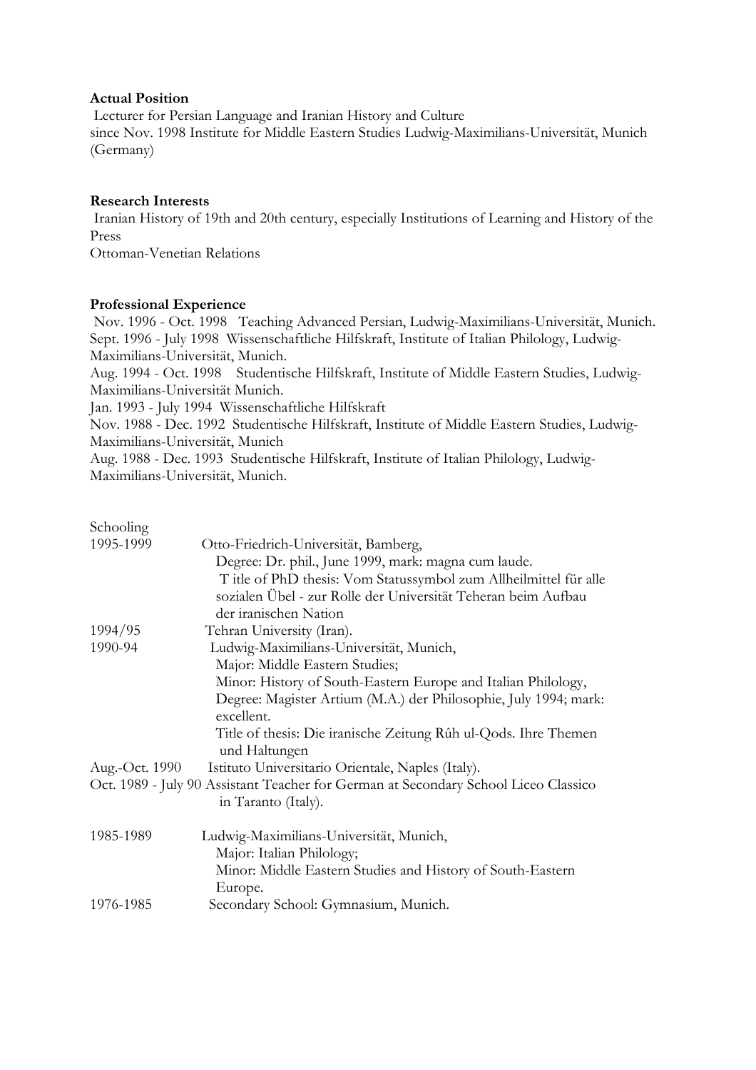**Actual Position**

Lecturer for Persian Language and Iranian History and Culture
since Nov. 1998 Institute for Middle Eastern Studies Ludwig-Maximilians-Universität, Munich (Germany)

**Research Interests**

Iranian History of 19th and 20th century, especially Institutions of Learning and History of the Press
Ottoman-Venetian Relations

**Professional Experience**

Nov. 1996 - Oct. 1998 Teaching Advanced Persian, Ludwig-Maximilians-Universität, Munich.
Sept. 1996 - July 1998 Wissenschaftliche Hilfskraft, Institute of Italian Philology, Ludwig-Maximilians-Universität, Munich.
Aug. 1994 - Oct. 1998 Studentische Hilfskraft, Institute of Middle Eastern Studies, Ludwig-Maximilians-Universität Munich.
Jan. 1993 - July 1994 Wissenschaftliche Hilfskraft
Nov. 1988 - Dec. 1992 Studentische Hilfskraft, Institute of Middle Eastern Studies, Ludwig-Maximilians-Universität, Munich
Aug. 1988 - Dec. 1993 Studentische Hilfskraft, Institute of Italian Philology, Ludwig-Maximilians-Universität, Munich.

Schooling

| | |
|---|---|
| 1995-1999 | Otto-Friedrich-Universität, Bamberg, Degree: Dr. phil., June 1999, mark: magna cum laude. T itle of PhD thesis: Vom Statussymbol zum Allheilmittel für alle sozialen Übel - zur Rolle der Universität Teheran beim Aufbau der iranischen Nation |
| 1994/95 | Tehran University (Iran). |
| 1990-94 | Ludwig-Maximilians-Universität, Munich, Major: Middle Eastern Studies; Minor: History of South-Eastern Europe and Italian Philology, Degree: Magister Artium (M.A.) der Philosophie, July 1994; mark: excellent. Title of thesis: Die iranische Zeitung Rûh ul-Qods. Ihre Themen und Haltungen |
| Aug.-Oct. 1990 | Istituto Universitario Orientale, Naples (Italy). |
| Oct. 1989 - July 90 | Assistant Teacher for German at Secondary School Liceo Classico in Taranto (Italy). |
| 1985-1989 | Ludwig-Maximilians-Universität, Munich, Major: Italian Philology; Minor: Middle Eastern Studies and History of South-Eastern Europe. |
| 1976-1985 | Secondary School: Gymnasium, Munich. |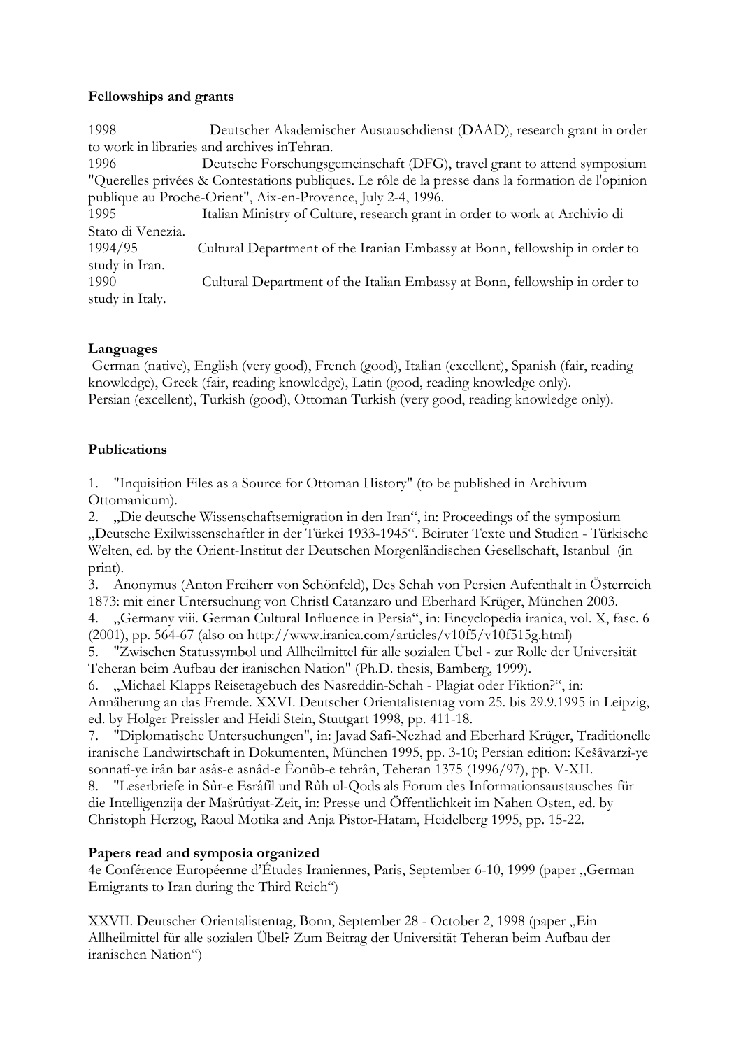**Fellowships and grants**

1998 Deutscher Akademischer Austauschdienst (DAAD), research grant in order to work in libraries and archives inTehran.

1996 Deutsche Forschungsgemeinschaft (DFG), travel grant to attend symposium "Querelles privées & Contestations publiques. Le rôle de la presse dans la formation de l'opinion publique au Proche-Orient", Aix-en-Provence, July 2-4, 1996.

1995 Italian Ministry of Culture, research grant in order to work at Archivio di Stato di Venezia.

1994/95 Cultural Department of the Iranian Embassy at Bonn, fellowship in order to study in Iran.

1990 Cultural Department of the Italian Embassy at Bonn, fellowship in order to study in Italy.

**Languages**

German (native), English (very good), French (good), Italian (excellent), Spanish (fair, reading knowledge), Greek (fair, reading knowledge), Latin (good, reading knowledge only).
Persian (excellent), Turkish (good), Ottoman Turkish (very good, reading knowledge only).

**Publications**

1. "Inquisition Files as a Source for Ottoman History" (to be published in Archivum Ottomanicum).
2. „Die deutsche Wissenschaftsemigration in den Iran", in: Proceedings of the symposium „Deutsche Exilwissenschaftler in der Türkei 1933-1945". Beiruter Texte und Studien - Türkische Welten, ed. by the Orient-Institut der Deutschen Morgenländischen Gesellschaft, Istanbul (in print).
3. Anonymus (Anton Freiherr von Schönfeld), Des Schah von Persien Aufenthalt in Österreich 1873: mit einer Untersuchung von Christl Catanzaro und Eberhard Krüger, München 2003.
4. „Germany viii. German Cultural Influence in Persia", in: Encyclopedia iranica, vol. X, fasc. 6 (2001), pp. 564-67 (also on http://www.iranica.com/articles/v10f5/v10f515g.html)
5. "Zwischen Statussymbol und Allheilmittel für alle sozialen Übel - zur Rolle der Universität Teheran beim Aufbau der iranischen Nation" (Ph.D. thesis, Bamberg, 1999).
6. „Michael Klapps Reisetagebuch des Nasreddin-Schah - Plagiat oder Fiktion?", in: Annäherung an das Fremde. XXVI. Deutscher Orientalistentag vom 25. bis 29.9.1995 in Leipzig, ed. by Holger Preissler and Heidi Stein, Stuttgart 1998, pp. 411-18.
7. "Diplomatische Untersuchungen", in: Javad Safi-Nezhad and Eberhard Krüger, Traditionelle iranische Landwirtschaft in Dokumenten, München 1995, pp. 3-10; Persian edition: Kešâvarzî-ye sonnatî-ye îrân bar asâs-e asnâd-e Êonûb-e tehrân, Teheran 1375 (1996/97), pp. V-XII.
8. "Leserbriefe in Sûr-e Esrâfîl und Rûh ul-Qods als Forum des Informationsaustausches für die Intelligenzija der Mašrûtîyat-Zeit, in: Presse und Öffentlichkeit im Nahen Osten, ed. by Christoph Herzog, Raoul Motika and Anja Pistor-Hatam, Heidelberg 1995, pp. 15-22.

**Papers read and symposia organized**

4e Conférence Européenne d'Études Iraniennes, Paris, September 6-10, 1999 (paper „German Emigrants to Iran during the Third Reich")

XXVII. Deutscher Orientalistentag, Bonn, September 28 - October 2, 1998 (paper „Ein Allheilmittel für alle sozialen Übel? Zum Beitrag der Universität Teheran beim Aufbau der iranischen Nation")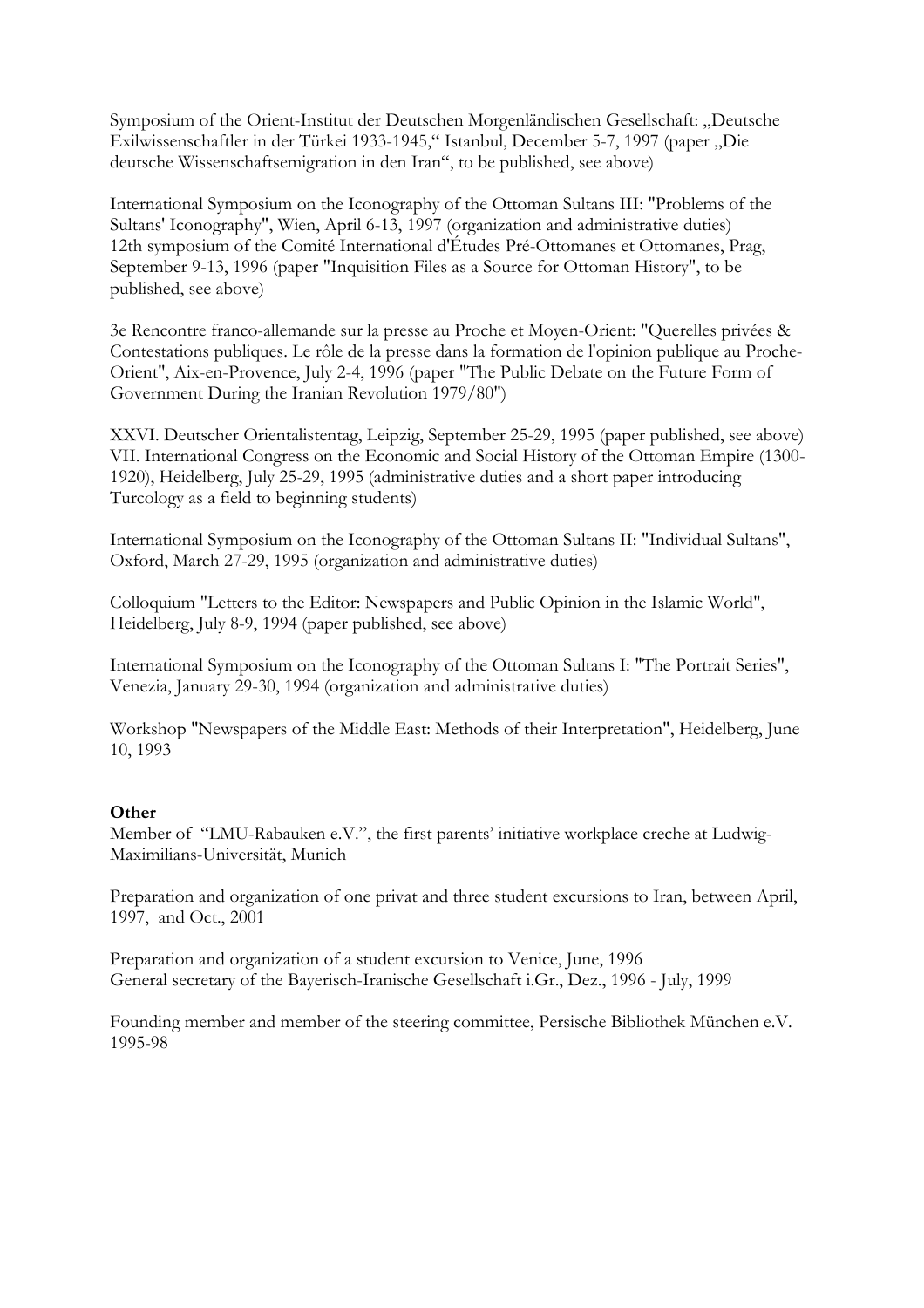Symposium of the Orient-Institut der Deutschen Morgenländischen Gesellschaft: „Deutsche Exilwissenschaftler in der Türkei 1933-1945," Istanbul, December 5-7, 1997 (paper „Die deutsche Wissenschaftsemigration in den Iran", to be published, see above)

International Symposium on the Iconography of the Ottoman Sultans III: "Problems of the Sultans' Iconography", Wien, April 6-13, 1997 (organization and administrative duties)
12th symposium of the Comité International d'Études Pré-Ottomanes et Ottomanes, Prag, September 9-13, 1996 (paper "Inquisition Files as a Source for Ottoman History", to be published, see above)

3e Rencontre franco-allemande sur la presse au Proche et Moyen-Orient: "Querelles privées & Contestations publiques. Le rôle de la presse dans la formation de l'opinion publique au Proche-Orient", Aix-en-Provence, July 2-4, 1996 (paper "The Public Debate on the Future Form of Government During the Iranian Revolution 1979/80")

XXVI. Deutscher Orientalistentag, Leipzig, September 25-29, 1995 (paper published, see above)
VII. International Congress on the Economic and Social History of the Ottoman Empire (1300-1920), Heidelberg, July 25-29, 1995 (administrative duties and a short paper introducing Turcology as a field to beginning students)

International Symposium on the Iconography of the Ottoman Sultans II: "Individual Sultans", Oxford, March 27-29, 1995 (organization and administrative duties)

Colloquium "Letters to the Editor: Newspapers and Public Opinion in the Islamic World", Heidelberg, July 8-9, 1994 (paper published, see above)

International Symposium on the Iconography of the Ottoman Sultans I: "The Portrait Series", Venezia, January 29-30, 1994 (organization and administrative duties)

Workshop "Newspapers of the Middle East: Methods of their Interpretation", Heidelberg, June 10, 1993

**Other**
Member of "LMU-Rabauken e.V.", the first parents' initiative workplace creche at Ludwig-Maximilians-Universität, Munich

Preparation and organization of one privat and three student excursions to Iran, between April, 1997, and Oct., 2001

Preparation and organization of a student excursion to Venice, June, 1996
General secretary of the Bayerisch-Iranische Gesellschaft i.Gr., Dez., 1996 - July, 1999

Founding member and member of the steering committee, Persische Bibliothek München e.V. 1995-98